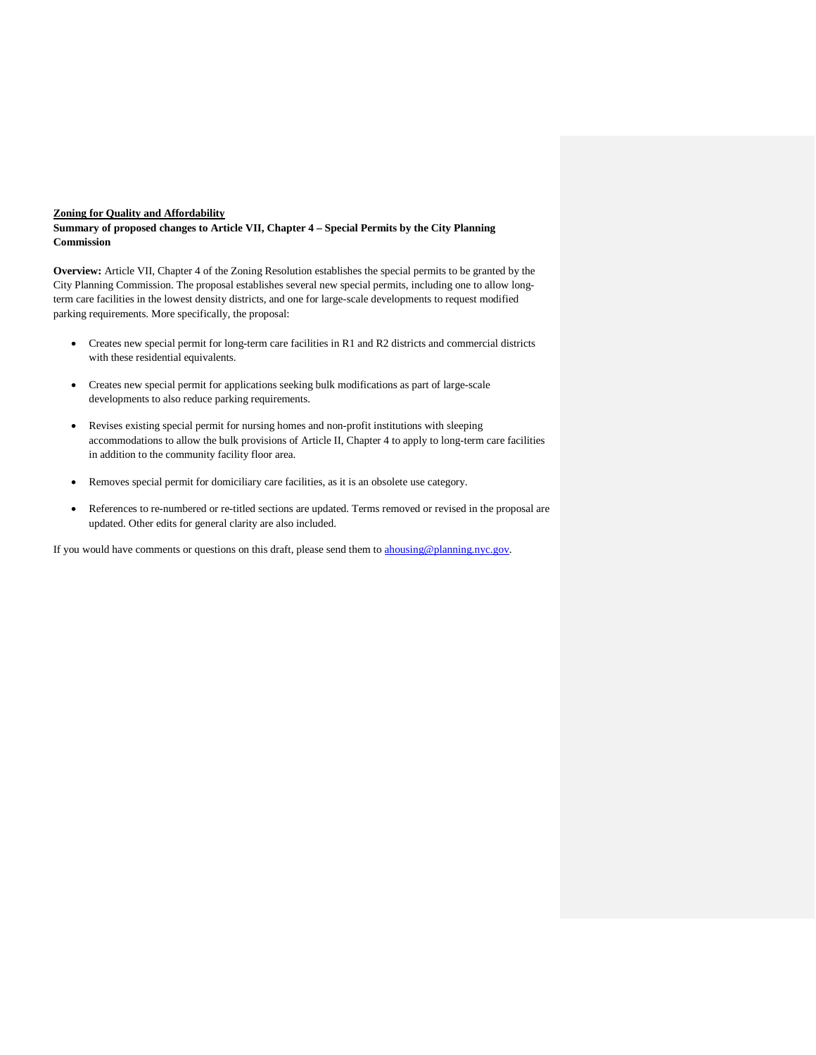**<u>Zoning for Quality and Affordability</u>**

**Summary of proposed changes to Article VII, Chapter 4 – Special Permits by the City Planning Commission**

**Overview:** Article VII, Chapter 4 of the Zoning Resolution establishes the special permits to be granted by the City Planning Commission. The proposal establishes several new special permits, including one to allow long-term care facilities in the lowest density districts, and one for large-scale developments to request modified parking requirements. More specifically, the proposal:

- Creates new special permit for long-term care facilities in R1 and R2 districts and commercial districts with these residential equivalents.
- Creates new special permit for applications seeking bulk modifications as part of large-scale developments to also reduce parking requirements.
- Revises existing special permit for nursing homes and non-profit institutions with sleeping accommodations to allow the bulk provisions of Article II, Chapter 4 to apply to long-term care facilities in addition to the community facility floor area.
- Removes special permit for domiciliary care facilities, as it is an obsolete use category.
- References to re-numbered or re-titled sections are updated. Terms removed or revised in the proposal are updated. Other edits for general clarity are also included.

If you would have comments or questions on this draft, please send them to ahousing@planning.nyc.gov.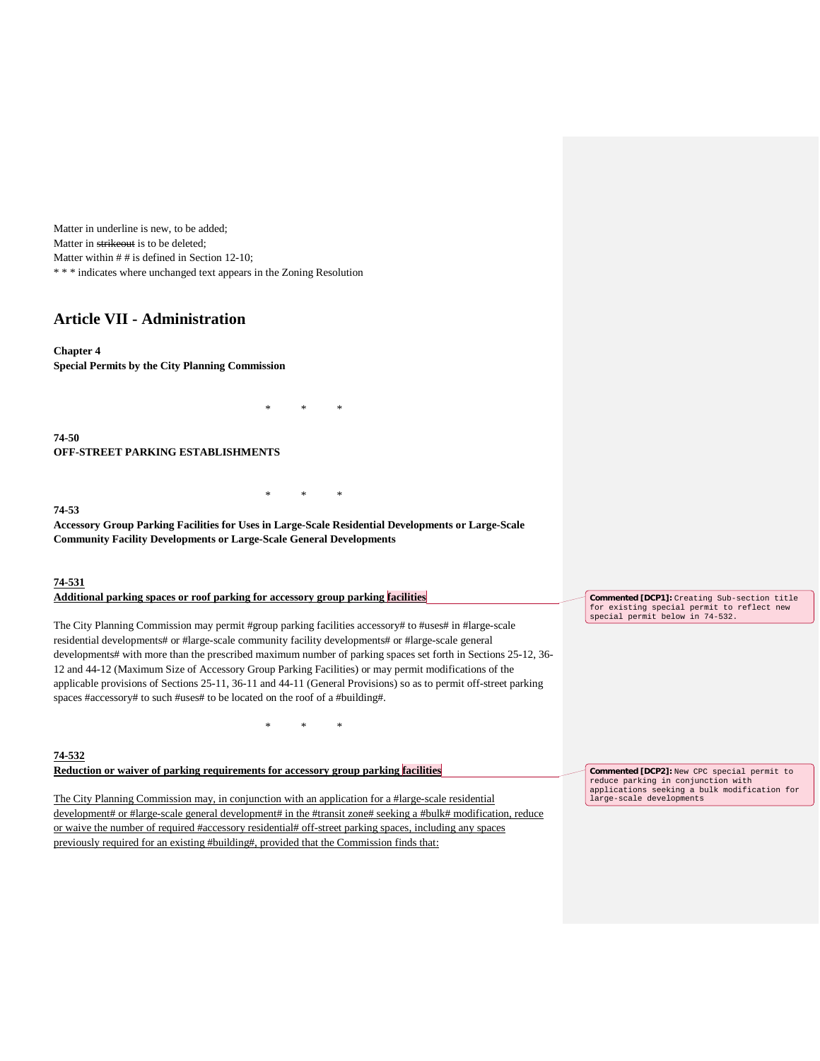Matter in underline is new, to be added;
Matter in ~~strikeout~~ is to be deleted;
Matter within # # is defined in Section 12-10;
* * * indicates where unchanged text appears in the Zoning Resolution

# Article VII - Administration

**Chapter 4**
**Special Permits by the City Planning Commission**

\* \* \*

**74-50**
**OFF-STREET PARKING ESTABLISHMENTS**

\* \* \*

**74-53**
**Accessory Group Parking Facilities for Uses in Large-Scale Residential Developments or Large-Scale Community Facility Developments or Large-Scale General Developments**

<u>**74-531**</u>
<u>**Additional parking spaces or roof parking for accessory group parking facilities**</u>

> Commented [DCP1]: Creating Sub-section title for existing special permit to reflect new special permit below in 74-532.

The City Planning Commission may permit #group parking facilities accessory# to #uses# in #large-scale residential developments# or #large-scale community facility developments# or #large-scale general developments# with more than the prescribed maximum number of parking spaces set forth in Sections 25-12, 36-12 and 44-12 (Maximum Size of Accessory Group Parking Facilities) or may permit modifications of the applicable provisions of Sections 25-11, 36-11 and 44-11 (General Provisions) so as to permit off-street parking spaces #accessory# to such #uses# to be located on the roof of a #building#.

\* \* \*

<u>**74-532**</u>
<u>**Reduction or waiver of parking requirements for accessory group parking facilities**</u>

> Commented [DCP2]: New CPC special permit to reduce parking in conjunction with applications seeking a bulk modification for large-scale developments

<u>The City Planning Commission may, in conjunction with an application for a #large-scale residential development# or #large-scale general development# in the #transit zone# seeking a #bulk# modification, reduce or waive the number of required #accessory residential# off-street parking spaces, including any spaces previously required for an existing #building#, provided that the Commission finds that:</u>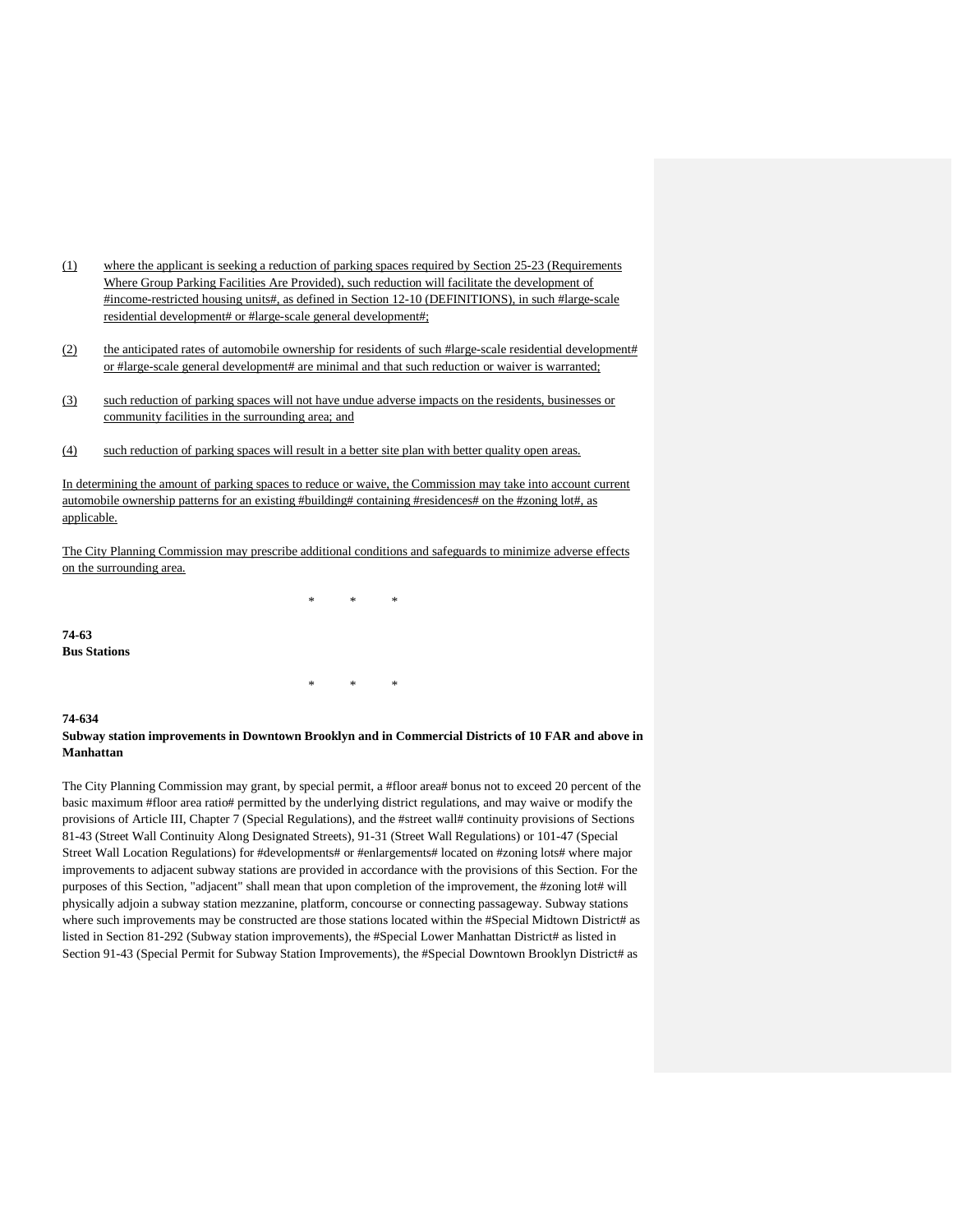(1) where the applicant is seeking a reduction of parking spaces required by Section 25-23 (Requirements Where Group Parking Facilities Are Provided), such reduction will facilitate the development of #income-restricted housing units#, as defined in Section 12-10 (DEFINITIONS), in such #large-scale residential development# or #large-scale general development#;

(2) the anticipated rates of automobile ownership for residents of such #large-scale residential development# or #large-scale general development# are minimal and that such reduction or waiver is warranted;

(3) such reduction of parking spaces will not have undue adverse impacts on the residents, businesses or community facilities in the surrounding area; and

(4) such reduction of parking spaces will result in a better site plan with better quality open areas.

In determining the amount of parking spaces to reduce or waive, the Commission may take into account current automobile ownership patterns for an existing #building# containing #residences# on the #zoning lot#, as applicable.

The City Planning Commission may prescribe additional conditions and safeguards to minimize adverse effects on the surrounding area.

\* \* \*

**74-63**
**Bus Stations**

\* \* \*

**74-634**
**Subway station improvements in Downtown Brooklyn and in Commercial Districts of 10 FAR and above in Manhattan**

The City Planning Commission may grant, by special permit, a #floor area# bonus not to exceed 20 percent of the basic maximum #floor area ratio# permitted by the underlying district regulations, and may waive or modify the provisions of Article III, Chapter 7 (Special Regulations), and the #street wall# continuity provisions of Sections 81-43 (Street Wall Continuity Along Designated Streets), 91-31 (Street Wall Regulations) or 101-47 (Special Street Wall Location Regulations) for #developments# or #enlargements# located on #zoning lots# where major improvements to adjacent subway stations are provided in accordance with the provisions of this Section. For the purposes of this Section, "adjacent" shall mean that upon completion of the improvement, the #zoning lot# will physically adjoin a subway station mezzanine, platform, concourse or connecting passageway. Subway stations where such improvements may be constructed are those stations located within the #Special Midtown District# as listed in Section 81-292 (Subway station improvements), the #Special Lower Manhattan District# as listed in Section 91-43 (Special Permit for Subway Station Improvements), the #Special Downtown Brooklyn District# as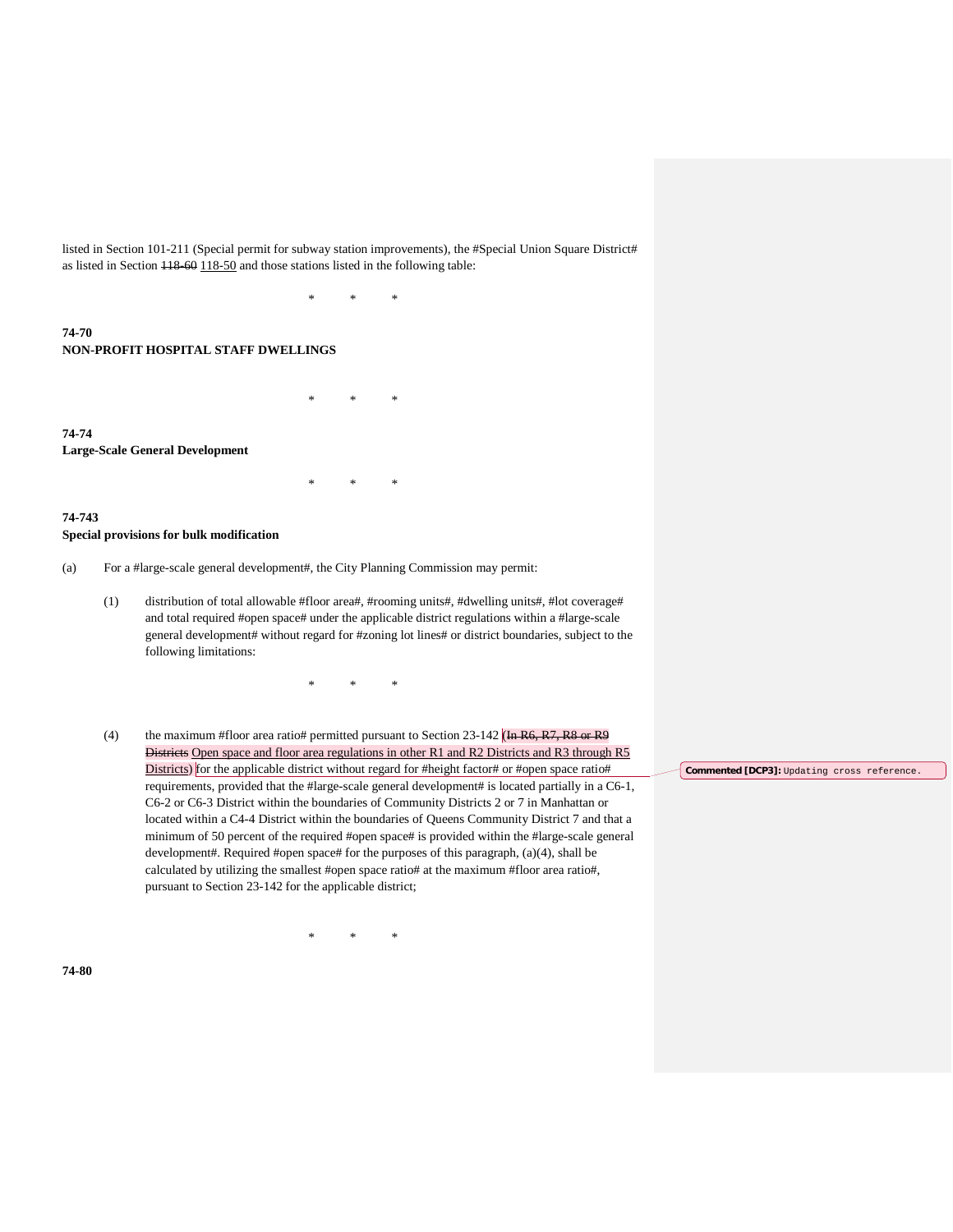listed in Section 101-211 (Special permit for subway station improvements), the #Special Union Square District# as listed in Section ~~118-60~~ 118-50 and those stations listed in the following table:

\*        \*        \*

**74-70**
**NON-PROFIT HOSPITAL STAFF DWELLINGS**

\*        \*        \*

**74-74**
**Large-Scale General Development**

\*        \*        \*

**74-743**
**Special provisions for bulk modification**

(a) For a #large-scale general development#, the City Planning Commission may permit:

(1) distribution of total allowable #floor area#, #rooming units#, #dwelling units#, #lot coverage# and total required #open space# under the applicable district regulations within a #large-scale general development# without regard for #zoning lot lines# or district boundaries, subject to the following limitations:

\*        \*        \*

(4) the maximum #floor area ratio# permitted pursuant to Section 23-142 (~~In R6, R7, R8 or R9 Districts~~ Open space and floor area regulations in other R1 and R2 Districts and R3 through R5 Districts) for the applicable district without regard for #height factor# or #open space ratio# requirements, provided that the #large-scale general development# is located partially in a C6-1, C6-2 or C6-3 District within the boundaries of Community Districts 2 or 7 in Manhattan or located within a C4-4 District within the boundaries of Queens Community District 7 and that a minimum of 50 percent of the required #open space# is provided within the #large-scale general development#. Required #open space# for the purposes of this paragraph, (a)(4), shall be calculated by utilizing the smallest #open space ratio# at the maximum #floor area ratio#, pursuant to Section 23-142 for the applicable district;

**Commented [DCP3]:** Updating cross reference.

\*        \*        \*

**74-80**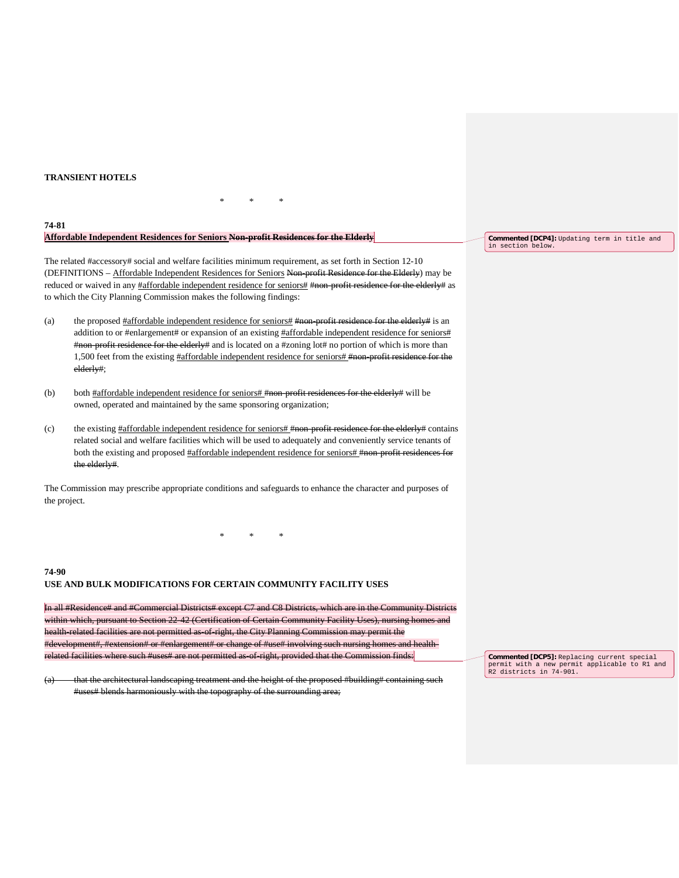**TRANSIENT HOTELS**

\* \* \*

**74-81**
**Affordable Independent Residences for Seniors ~~Non-profit Residences for the Elderly~~**

The related #accessory# social and welfare facilities minimum requirement, as set forth in Section 12-10 (DEFINITIONS – Affordable Independent Residences for Seniors ~~Non-profit Residence for the Elderly~~) may be reduced or waived in any #affordable independent residence for seniors# ~~#non-profit residence for the elderly#~~ as to which the City Planning Commission makes the following findings:

(a) the proposed #affordable independent residence for seniors# ~~#non-profit residence for the elderly#~~ is an addition to or #enlargement# or expansion of an existing #affordable independent residence for seniors# ~~#non-profit residence for the elderly#~~ and is located on a #zoning lot# no portion of which is more than 1,500 feet from the existing #affordable independent residence for seniors# ~~#non-profit residence for the elderly#~~;

(b) both #affordable independent residence for seniors# ~~#non-profit residences for the elderly#~~ will be owned, operated and maintained by the same sponsoring organization;

(c) the existing #affordable independent residence for seniors# ~~#non-profit residence for the elderly#~~ contains related social and welfare facilities which will be used to adequately and conveniently service tenants of both the existing and proposed #affordable independent residence for seniors# ~~#non-profit residences for the elderly#~~.

The Commission may prescribe appropriate conditions and safeguards to enhance the character and purposes of the project.

\* \* \*

**74-90**
**USE AND BULK MODIFICATIONS FOR CERTAIN COMMUNITY FACILITY USES**

~~In all #Residence# and #Commercial Districts# except C7 and C8 Districts, which are in the Community Districts within which, pursuant to Section 22-42 (Certification of Certain Community Facility Uses), nursing homes and health-related facilities are not permitted as-of-right, the City Planning Commission may permit the #development#, #extension# or #enlargement# or change of #use# involving such nursing homes and health-related facilities where such #uses# are not permitted as-of-right, provided that the Commission finds:~~

~~(a) that the architectural landscaping treatment and the height of the proposed #building# containing such #uses# blends harmoniously with the topography of the surrounding area;~~

**Commented [DCP4]:** Updating term in title and in section below.

**Commented [DCP5]:** Replacing current special permit with a new permit applicable to R1 and R2 districts in 74-901.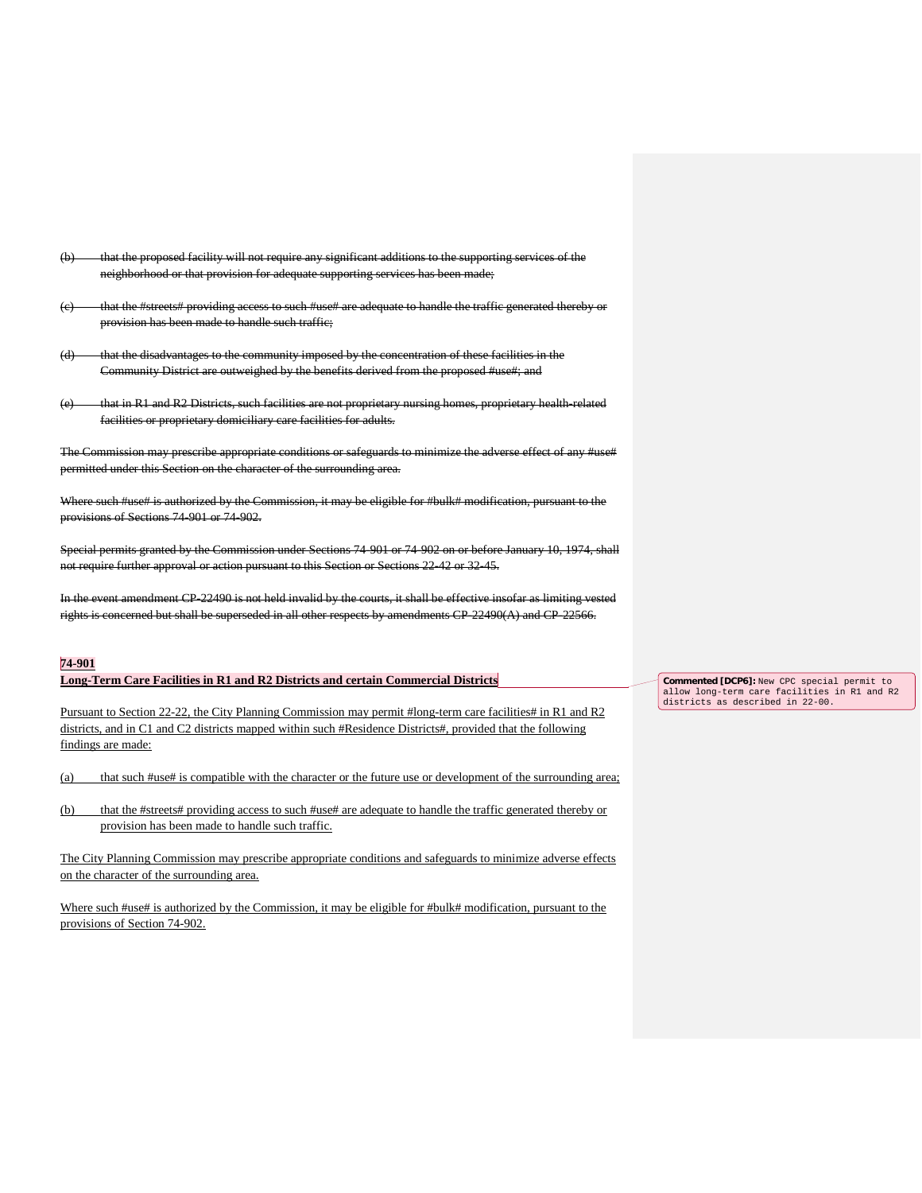~~(b) that the proposed facility will not require any significant additions to the supporting services of the neighborhood or that provision for adequate supporting services has been made;~~

~~(c) that the #streets# providing access to such #use# are adequate to handle the traffic generated thereby or provision has been made to handle such traffic;~~

~~(d) that the disadvantages to the community imposed by the concentration of these facilities in the Community District are outweighed by the benefits derived from the proposed #use#; and~~

~~(e) that in R1 and R2 Districts, such facilities are not proprietary nursing homes, proprietary health-related facilities or proprietary domiciliary care facilities for adults.~~

~~The Commission may prescribe appropriate conditions or safeguards to minimize the adverse effect of any #use# permitted under this Section on the character of the surrounding area.~~

~~Where such #use# is authorized by the Commission, it may be eligible for #bulk# modification, pursuant to the provisions of Sections 74-901 or 74-902.~~

~~Special permits granted by the Commission under Sections 74-901 or 74-902 on or before January 10, 1974, shall not require further approval or action pursuant to this Section or Sections 22-42 or 32-45.~~

~~In the event amendment CP-22490 is not held invalid by the courts, it shall be effective insofar as limiting vested rights is concerned but shall be superseded in all other respects by amendments CP-22490(A) and CP-22566.~~

**74-901**

**Long-Term Care Facilities in R1 and R2 Districts and certain Commercial Districts**

Commented [DCP6]: New CPC special permit to allow long-term care facilities in R1 and R2 districts as described in 22-00.

Pursuant to Section 22-22, the City Planning Commission may permit #long-term care facilities# in R1 and R2 districts, and in C1 and C2 districts mapped within such #Residence Districts#, provided that the following findings are made:

(a) that such #use# is compatible with the character or the future use or development of the surrounding area;

(b) that the #streets# providing access to such #use# are adequate to handle the traffic generated thereby or provision has been made to handle such traffic.

The City Planning Commission may prescribe appropriate conditions and safeguards to minimize adverse effects on the character of the surrounding area.

Where such #use# is authorized by the Commission, it may be eligible for #bulk# modification, pursuant to the provisions of Section 74-902.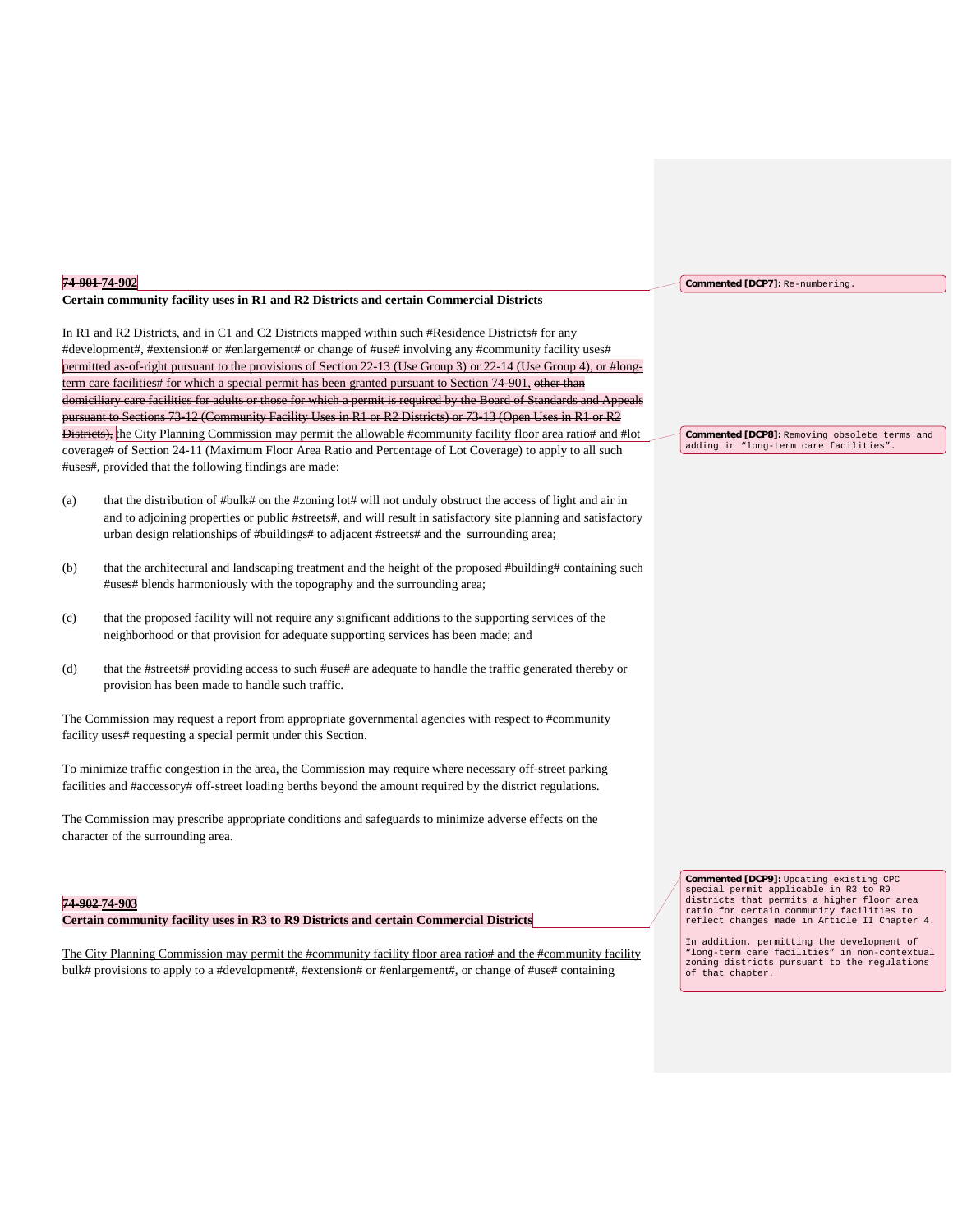**~~74-901~~ 74-902**

**Certain community facility uses in R1 and R2 Districts and certain Commercial Districts**

In R1 and R2 Districts, and in C1 and C2 Districts mapped within such #Residence Districts# for any #development#, #extension# or #enlargement# or change of #use# involving any #community facility uses# permitted as-of-right pursuant to the provisions of Section 22-13 (Use Group 3) or 22-14 (Use Group 4), or #long-term care facilities# for which a special permit has been granted pursuant to Section 74-901, ~~other than domiciliary care facilities for adults or those for which a permit is required by the Board of Standards and Appeals pursuant to Sections 73-12 (Community Facility Uses in R1 or R2 Districts) or 73-13 (Open Uses in R1 or R2 Districts),~~ the City Planning Commission may permit the allowable #community facility floor area ratio# and #lot coverage# of Section 24-11 (Maximum Floor Area Ratio and Percentage of Lot Coverage) to apply to all such #uses#, provided that the following findings are made:

(a) that the distribution of #bulk# on the #zoning lot# will not unduly obstruct the access of light and air in and to adjoining properties or public #streets#, and will result in satisfactory site planning and satisfactory urban design relationships of #buildings# to adjacent #streets# and the surrounding area;

(b) that the architectural and landscaping treatment and the height of the proposed #building# containing such #uses# blends harmoniously with the topography and the surrounding area;

(c) that the proposed facility will not require any significant additions to the supporting services of the neighborhood or that provision for adequate supporting services has been made; and

(d) that the #streets# providing access to such #use# are adequate to handle the traffic generated thereby or provision has been made to handle such traffic.

The Commission may request a report from appropriate governmental agencies with respect to #community facility uses# requesting a special permit under this Section.

To minimize traffic congestion in the area, the Commission may require where necessary off-street parking facilities and #accessory# off-street loading berths beyond the amount required by the district regulations.

The Commission may prescribe appropriate conditions and safeguards to minimize adverse effects on the character of the surrounding area.

**~~74-902~~ 74-903**

**Certain community facility uses in R3 to R9 Districts and certain Commercial Districts**

The City Planning Commission may permit the #community facility floor area ratio# and the #community facility bulk# provisions to apply to a #development#, #extension# or #enlargement#, or change of #use# containing

> **Commented [DCP7]:** Re-numbering.

> **Commented [DCP8]:** Removing obsolete terms and adding in "long-term care facilities".

> **Commented [DCP9]:** Updating existing CPC special permit applicable in R3 to R9 districts that permits a higher floor area ratio for certain community facilities to reflect changes made in Article II Chapter 4.
>
> In addition, permitting the development of "long-term care facilities" in non-contextual zoning districts pursuant to the regulations of that chapter.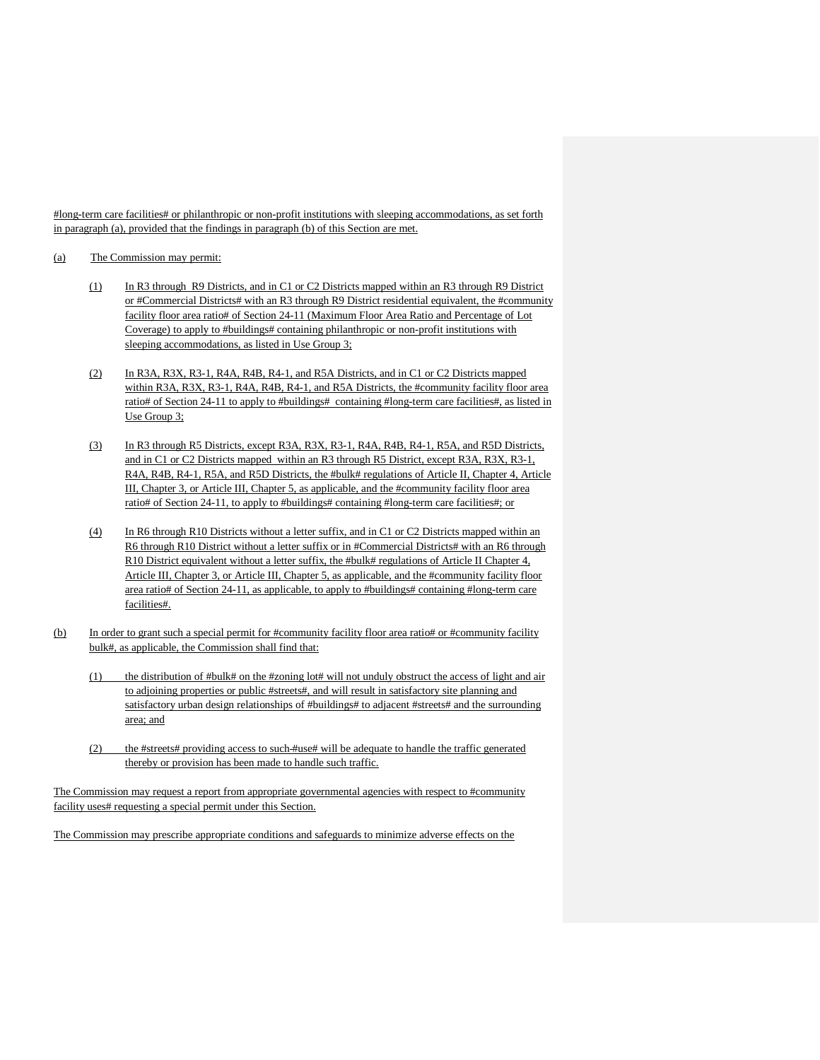#long-term care facilities# or philanthropic or non-profit institutions with sleeping accommodations, as set forth in paragraph (a), provided that the findings in paragraph (b) of this Section are met.

(a) The Commission may permit:

(1) In R3 through R9 Districts, and in C1 or C2 Districts mapped within an R3 through R9 District or #Commercial Districts# with an R3 through R9 District residential equivalent, the #community facility floor area ratio# of Section 24-11 (Maximum Floor Area Ratio and Percentage of Lot Coverage) to apply to #buildings# containing philanthropic or non-profit institutions with sleeping accommodations, as listed in Use Group 3;

(2) In R3A, R3X, R3-1, R4A, R4B, R4-1, and R5A Districts, and in C1 or C2 Districts mapped within R3A, R3X, R3-1, R4A, R4B, R4-1, and R5A Districts, the #community facility floor area ratio# of Section 24-11 to apply to #buildings# containing #long-term care facilities#, as listed in Use Group 3;

(3) In R3 through R5 Districts, except R3A, R3X, R3-1, R4A, R4B, R4-1, R5A, and R5D Districts, and in C1 or C2 Districts mapped within an R3 through R5 District, except R3A, R3X, R3-1, R4A, R4B, R4-1, R5A, and R5D Districts, the #bulk# regulations of Article II, Chapter 4, Article III, Chapter 3, or Article III, Chapter 5, as applicable, and the #community facility floor area ratio# of Section 24-11, to apply to #buildings# containing #long-term care facilities#; or

(4) In R6 through R10 Districts without a letter suffix, and in C1 or C2 Districts mapped within an R6 through R10 District without a letter suffix or in #Commercial Districts# with an R6 through R10 District equivalent without a letter suffix, the #bulk# regulations of Article II Chapter 4, Article III, Chapter 3, or Article III, Chapter 5, as applicable, and the #community facility floor area ratio# of Section 24-11, as applicable, to apply to #buildings# containing #long-term care facilities#.

(b) In order to grant such a special permit for #community facility floor area ratio# or #community facility bulk#, as applicable, the Commission shall find that:

(1) the distribution of #bulk# on the #zoning lot# will not unduly obstruct the access of light and air to adjoining properties or public #streets#, and will result in satisfactory site planning and satisfactory urban design relationships of #buildings# to adjacent #streets# and the surrounding area; and

(2) the #streets# providing access to such #use# will be adequate to handle the traffic generated thereby or provision has been made to handle such traffic.

The Commission may request a report from appropriate governmental agencies with respect to #community facility uses# requesting a special permit under this Section.

The Commission may prescribe appropriate conditions and safeguards to minimize adverse effects on the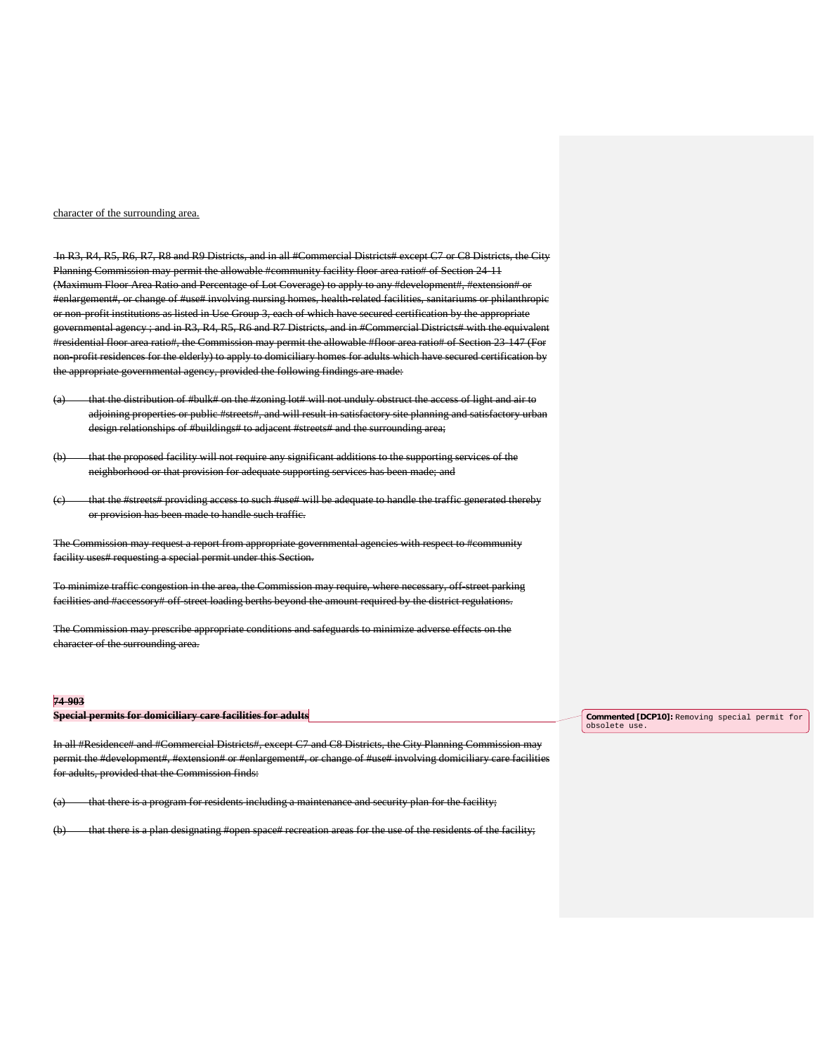character of the surrounding area.

~~In R3, R4, R5, R6, R7, R8 and R9 Districts, and in all #Commercial Districts# except C7 or C8 Districts, the City Planning Commission may permit the allowable #community facility floor area ratio# of Section 24-11 (Maximum Floor Area Ratio and Percentage of Lot Coverage) to apply to any #development#, #extension# or #enlargement#, or change of #use# involving nursing homes, health-related facilities, sanitariums or philanthropic or non-profit institutions as listed in Use Group 3, each of which have secured certification by the appropriate governmental agency ; and in R3, R4, R5, R6 and R7 Districts, and in #Commercial Districts# with the equivalent #residential floor area ratio#, the Commission may permit the allowable #floor area ratio# of Section 23-147 (For non-profit residences for the elderly) to apply to domiciliary homes for adults which have secured certification by the appropriate governmental agency, provided the following findings are made:~~

~~(a) that the distribution of #bulk# on the #zoning lot# will not unduly obstruct the access of light and air to adjoining properties or public #streets#, and will result in satisfactory site planning and satisfactory urban design relationships of #buildings# to adjacent #streets# and the surrounding area;~~

~~(b) that the proposed facility will not require any significant additions to the supporting services of the neighborhood or that provision for adequate supporting services has been made; and~~

~~(c) that the #streets# providing access to such #use# will be adequate to handle the traffic generated thereby or provision has been made to handle such traffic.~~

~~The Commission may request a report from appropriate governmental agencies with respect to #community facility uses# requesting a special permit under this Section.~~

~~To minimize traffic congestion in the area, the Commission may require, where necessary, off-street parking facilities and #accessory# off-street loading berths beyond the amount required by the district regulations.~~

~~The Commission may prescribe appropriate conditions and safeguards to minimize adverse effects on the character of the surrounding area.~~

**~~74-903~~**

**~~Special permits for domiciliary care facilities for adults~~**

Commented [DCP10]: Removing special permit for obsolete use.

~~In all #Residence# and #Commercial Districts#, except C7 and C8 Districts, the City Planning Commission may permit the #development#, #extension# or #enlargement#, or change of #use# involving domiciliary care facilities for adults, provided that the Commission finds:~~

~~(a) that there is a program for residents including a maintenance and security plan for the facility;~~

~~(b) that there is a plan designating #open space# recreation areas for the use of the residents of the facility;~~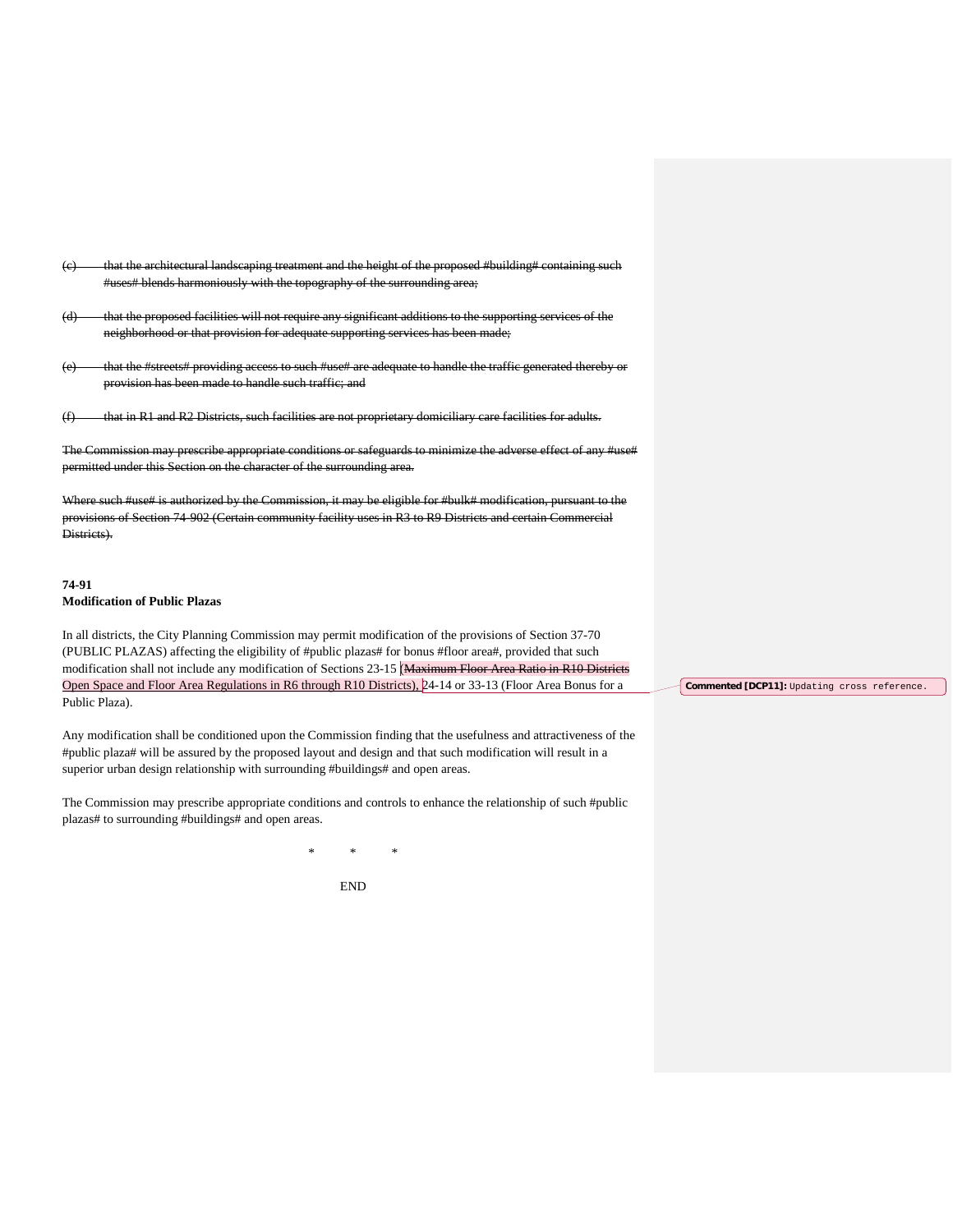~~(c) that the architectural landscaping treatment and the height of the proposed #building# containing such #uses# blends harmoniously with the topography of the surrounding area;~~

~~(d) that the proposed facilities will not require any significant additions to the supporting services of the neighborhood or that provision for adequate supporting services has been made;~~

~~(e) that the #streets# providing access to such #use# are adequate to handle the traffic generated thereby or provision has been made to handle such traffic; and~~

~~(f) that in R1 and R2 Districts, such facilities are not proprietary domiciliary care facilities for adults.~~

~~The Commission may prescribe appropriate conditions or safeguards to minimize the adverse effect of any #use# permitted under this Section on the character of the surrounding area.~~

~~Where such #use# is authorized by the Commission, it may be eligible for #bulk# modification, pursuant to the provisions of Section 74-902 (Certain community facility uses in R3 to R9 Districts and certain Commercial Districts).~~

**74-91**
**Modification of Public Plazas**

In all districts, the City Planning Commission may permit modification of the provisions of Section 37-70 (PUBLIC PLAZAS) affecting the eligibility of #public plazas# for bonus #floor area#, provided that such modification shall not include any modification of Sections 23-15 (~~Maximum Floor Area Ratio in R10 Districts~~ Open Space and Floor Area Regulations in R6 through R10 Districts), 24-14 or 33-13 (Floor Area Bonus for a Public Plaza).

Commented [DCP11]: Updating cross reference.

Any modification shall be conditioned upon the Commission finding that the usefulness and attractiveness of the #public plaza# will be assured by the proposed layout and design and that such modification will result in a superior urban design relationship with surrounding #buildings# and open areas.

The Commission may prescribe appropriate conditions and controls to enhance the relationship of such #public plazas# to surrounding #buildings# and open areas.

\* \* \*

END